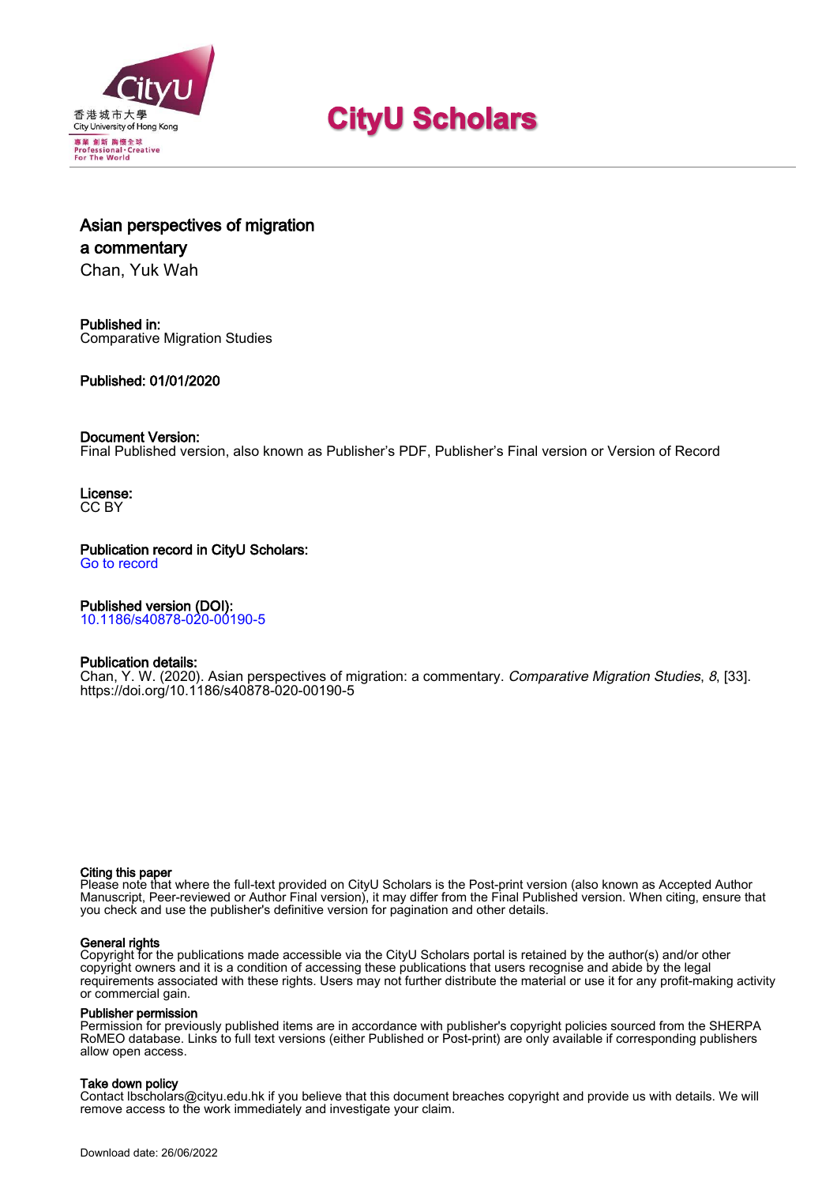# CityU Scholars

## Asian perspectives of migration
## a commentary

Chan, Yuk Wah

**Published in:**
Comparative Migration Studies

**Published: 01/01/2020**

**Document Version:**
Final Published version, also known as Publisher's PDF, Publisher's Final version or Version of Record

**License:**
CC BY

**Publication record in CityU Scholars:**
Go to record

**Published version (DOI):**
10.1186/s40878-020-00190-5

**Publication details:**
Chan, Y. W. (2020). Asian perspectives of migration: a commentary. *Comparative Migration Studies*, *8*, [33]. https://doi.org/10.1186/s40878-020-00190-5

**Citing this paper**
Please note that where the full-text provided on CityU Scholars is the Post-print version (also known as Accepted Author Manuscript, Peer-reviewed or Author Final version), it may differ from the Final Published version. When citing, ensure that you check and use the publisher's definitive version for pagination and other details.

**General rights**
Copyright for the publications made accessible via the CityU Scholars portal is retained by the author(s) and/or other copyright owners and it is a condition of accessing these publications that users recognise and abide by the legal requirements associated with these rights. Users may not further distribute the material or use it for any profit-making activity or commercial gain.

**Publisher permission**
Permission for previously published items are in accordance with publisher's copyright policies sourced from the SHERPA RoMEO database. Links to full text versions (either Published or Post-print) are only available if corresponding publishers allow open access.

**Take down policy**
Contact lbscholars@cityu.edu.hk if you believe that this document breaches copyright and provide us with details. We will remove access to the work immediately and investigate your claim.

Download date: 26/06/2022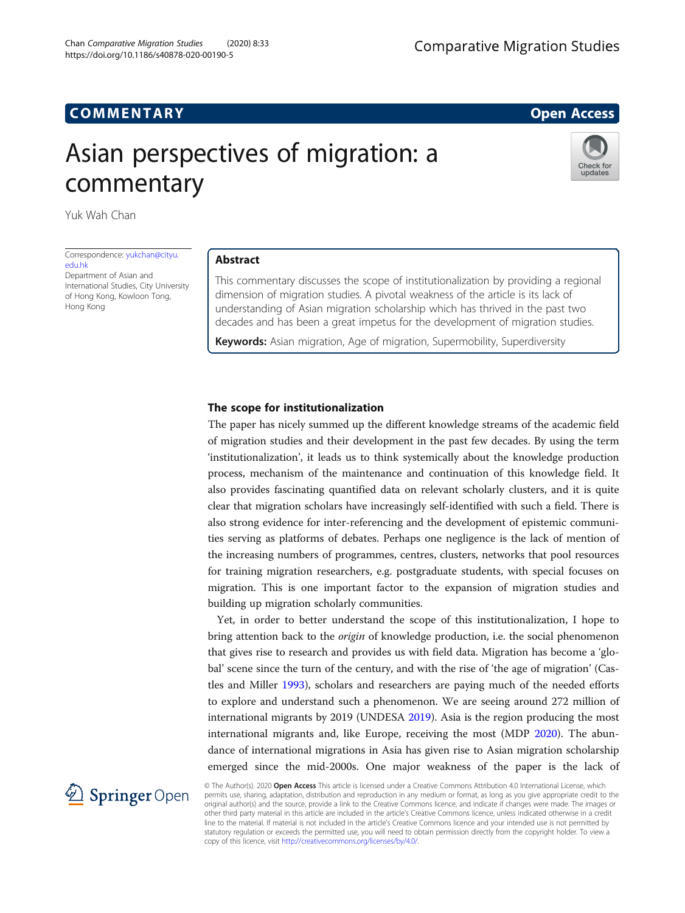# Asian perspectives of migration: a commentary

Yuk Wah Chan

Correspondence: yukchan@cityu.edu.hk
Department of Asian and International Studies, City University of Hong Kong, Kowloon Tong, Hong Kong

## Abstract

This commentary discusses the scope of institutionalization by providing a regional dimension of migration studies. A pivotal weakness of the article is its lack of understanding of Asian migration scholarship which has thrived in the past two decades and has been a great impetus for the development of migration studies.

**Keywords:** Asian migration, Age of migration, Supermobility, Superdiversity

## The scope for institutionalization

The paper has nicely summed up the different knowledge streams of the academic field of migration studies and their development in the past few decades. By using the term 'institutionalization', it leads us to think systemically about the knowledge production process, mechanism of the maintenance and continuation of this knowledge field. It also provides fascinating quantified data on relevant scholarly clusters, and it is quite clear that migration scholars have increasingly self-identified with such a field. There is also strong evidence for inter-referencing and the development of epistemic communities serving as platforms of debates. Perhaps one negligence is the lack of mention of the increasing numbers of programmes, centres, clusters, networks that pool resources for training migration researchers, e.g. postgraduate students, with special focuses on migration. This is one important factor to the expansion of migration studies and building up migration scholarly communities.

Yet, in order to better understand the scope of this institutionalization, I hope to bring attention back to the *origin* of knowledge production, i.e. the social phenomenon that gives rise to research and provides us with field data. Migration has become a 'global' scene since the turn of the century, and with the rise of 'the age of migration' (Castles and Miller 1993), scholars and researchers are paying much of the needed efforts to explore and understand such a phenomenon. We are seeing around 272 million of international migrants by 2019 (UNDESA 2019). Asia is the region producing the most international migrants and, like Europe, receiving the most (MDP 2020). The abundance of international migrations in Asia has given rise to Asian migration scholarship emerged since the mid-2000s. One major weakness of the paper is the lack of

© The Author(s). 2020 **Open Access** This article is licensed under a Creative Commons Attribution 4.0 International License, which permits use, sharing, adaptation, distribution and reproduction in any medium or format, as long as you give appropriate credit to the original author(s) and the source, provide a link to the Creative Commons licence, and indicate if changes were made. The images or other third party material in this article are included in the article's Creative Commons licence, unless indicated otherwise in a credit line to the material. If material is not included in the article's Creative Commons licence and your intended use is not permitted by statutory regulation or exceeds the permitted use, you will need to obtain permission directly from the copyright holder. To view a copy of this licence, visit http://creativecommons.org/licenses/by/4.0/.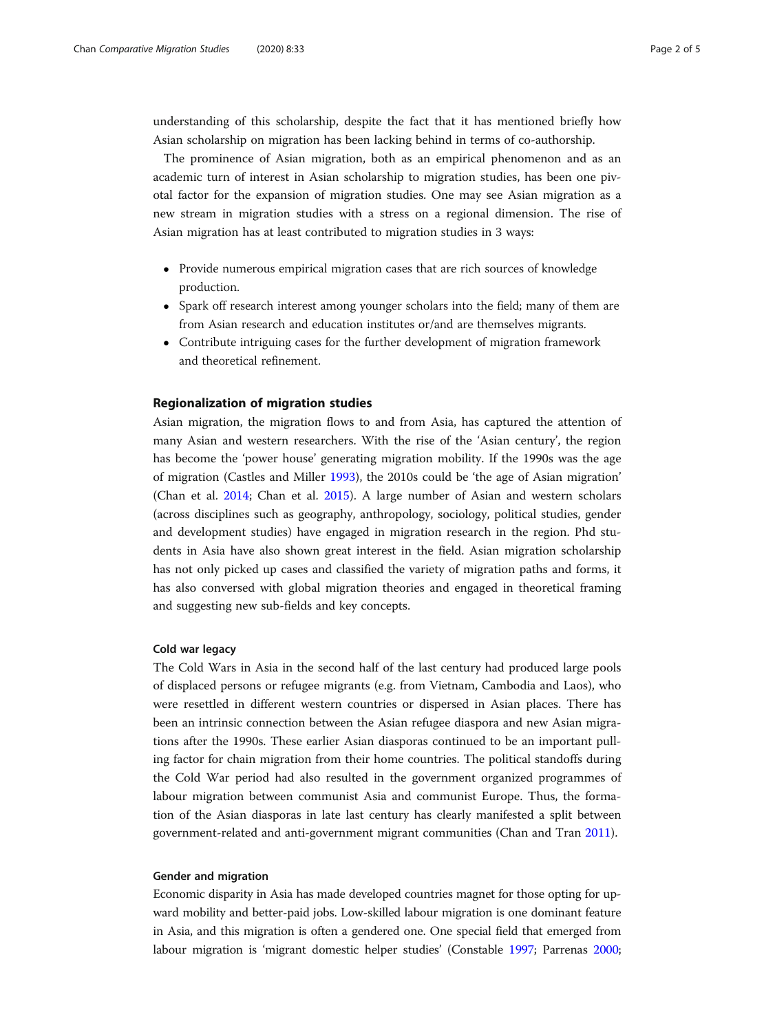understanding of this scholarship, despite the fact that it has mentioned briefly how Asian scholarship on migration has been lacking behind in terms of co-authorship.

The prominence of Asian migration, both as an empirical phenomenon and as an academic turn of interest in Asian scholarship to migration studies, has been one pivotal factor for the expansion of migration studies. One may see Asian migration as a new stream in migration studies with a stress on a regional dimension. The rise of Asian migration has at least contributed to migration studies in 3 ways:

- Provide numerous empirical migration cases that are rich sources of knowledge production.
- Spark off research interest among younger scholars into the field; many of them are from Asian research and education institutes or/and are themselves migrants.
- Contribute intriguing cases for the further development of migration framework and theoretical refinement.

## Regionalization of migration studies

Asian migration, the migration flows to and from Asia, has captured the attention of many Asian and western researchers. With the rise of the 'Asian century', the region has become the 'power house' generating migration mobility. If the 1990s was the age of migration (Castles and Miller 1993), the 2010s could be 'the age of Asian migration' (Chan et al. 2014; Chan et al. 2015). A large number of Asian and western scholars (across disciplines such as geography, anthropology, sociology, political studies, gender and development studies) have engaged in migration research in the region. Phd students in Asia have also shown great interest in the field. Asian migration scholarship has not only picked up cases and classified the variety of migration paths and forms, it has also conversed with global migration theories and engaged in theoretical framing and suggesting new sub-fields and key concepts.

### Cold war legacy

The Cold Wars in Asia in the second half of the last century had produced large pools of displaced persons or refugee migrants (e.g. from Vietnam, Cambodia and Laos), who were resettled in different western countries or dispersed in Asian places. There has been an intrinsic connection between the Asian refugee diaspora and new Asian migrations after the 1990s. These earlier Asian diasporas continued to be an important pulling factor for chain migration from their home countries. The political standoffs during the Cold War period had also resulted in the government organized programmes of labour migration between communist Asia and communist Europe. Thus, the formation of the Asian diasporas in late last century has clearly manifested a split between government-related and anti-government migrant communities (Chan and Tran 2011).

### Gender and migration

Economic disparity in Asia has made developed countries magnet for those opting for upward mobility and better-paid jobs. Low-skilled labour migration is one dominant feature in Asia, and this migration is often a gendered one. One special field that emerged from labour migration is 'migrant domestic helper studies' (Constable 1997; Parrenas 2000;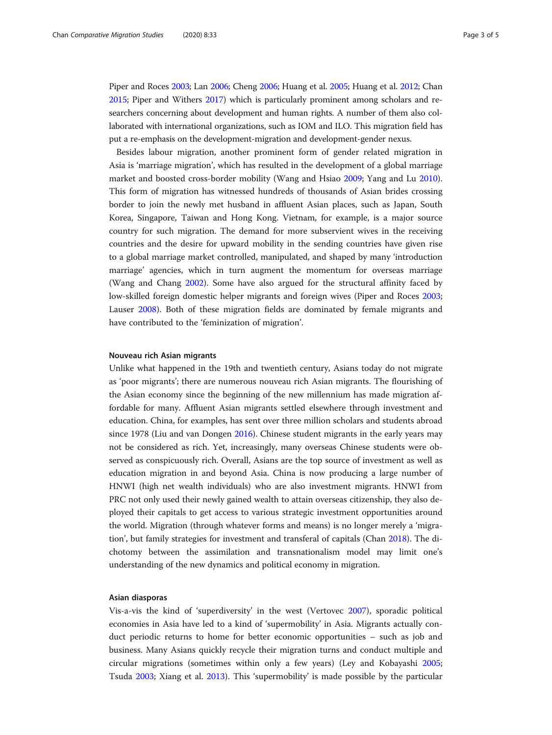Piper and Roces 2003; Lan 2006; Cheng 2006; Huang et al. 2005; Huang et al. 2012; Chan 2015; Piper and Withers 2017) which is particularly prominent among scholars and researchers concerning about development and human rights. A number of them also collaborated with international organizations, such as IOM and ILO. This migration field has put a re-emphasis on the development-migration and development-gender nexus.

Besides labour migration, another prominent form of gender related migration in Asia is 'marriage migration', which has resulted in the development of a global marriage market and boosted cross-border mobility (Wang and Hsiao 2009; Yang and Lu 2010). This form of migration has witnessed hundreds of thousands of Asian brides crossing border to join the newly met husband in affluent Asian places, such as Japan, South Korea, Singapore, Taiwan and Hong Kong. Vietnam, for example, is a major source country for such migration. The demand for more subservient wives in the receiving countries and the desire for upward mobility in the sending countries have given rise to a global marriage market controlled, manipulated, and shaped by many 'introduction marriage' agencies, which in turn augment the momentum for overseas marriage (Wang and Chang 2002). Some have also argued for the structural affinity faced by low-skilled foreign domestic helper migrants and foreign wives (Piper and Roces 2003; Lauser 2008). Both of these migration fields are dominated by female migrants and have contributed to the 'feminization of migration'.

#### Nouveau rich Asian migrants

Unlike what happened in the 19th and twentieth century, Asians today do not migrate as 'poor migrants'; there are numerous nouveau rich Asian migrants. The flourishing of the Asian economy since the beginning of the new millennium has made migration affordable for many. Affluent Asian migrants settled elsewhere through investment and education. China, for examples, has sent over three million scholars and students abroad since 1978 (Liu and van Dongen 2016). Chinese student migrants in the early years may not be considered as rich. Yet, increasingly, many overseas Chinese students were observed as conspicuously rich. Overall, Asians are the top source of investment as well as education migration in and beyond Asia. China is now producing a large number of HNWI (high net wealth individuals) who are also investment migrants. HNWI from PRC not only used their newly gained wealth to attain overseas citizenship, they also deployed their capitals to get access to various strategic investment opportunities around the world. Migration (through whatever forms and means) is no longer merely a 'migration', but family strategies for investment and transferal of capitals (Chan 2018). The dichotomy between the assimilation and transnationalism model may limit one's understanding of the new dynamics and political economy in migration.

#### Asian diasporas

Vis-a-vis the kind of 'superdiversity' in the west (Vertovec 2007), sporadic political economies in Asia have led to a kind of 'supermobility' in Asia. Migrants actually conduct periodic returns to home for better economic opportunities – such as job and business. Many Asians quickly recycle their migration turns and conduct multiple and circular migrations (sometimes within only a few years) (Ley and Kobayashi 2005; Tsuda 2003; Xiang et al. 2013). This 'supermobility' is made possible by the particular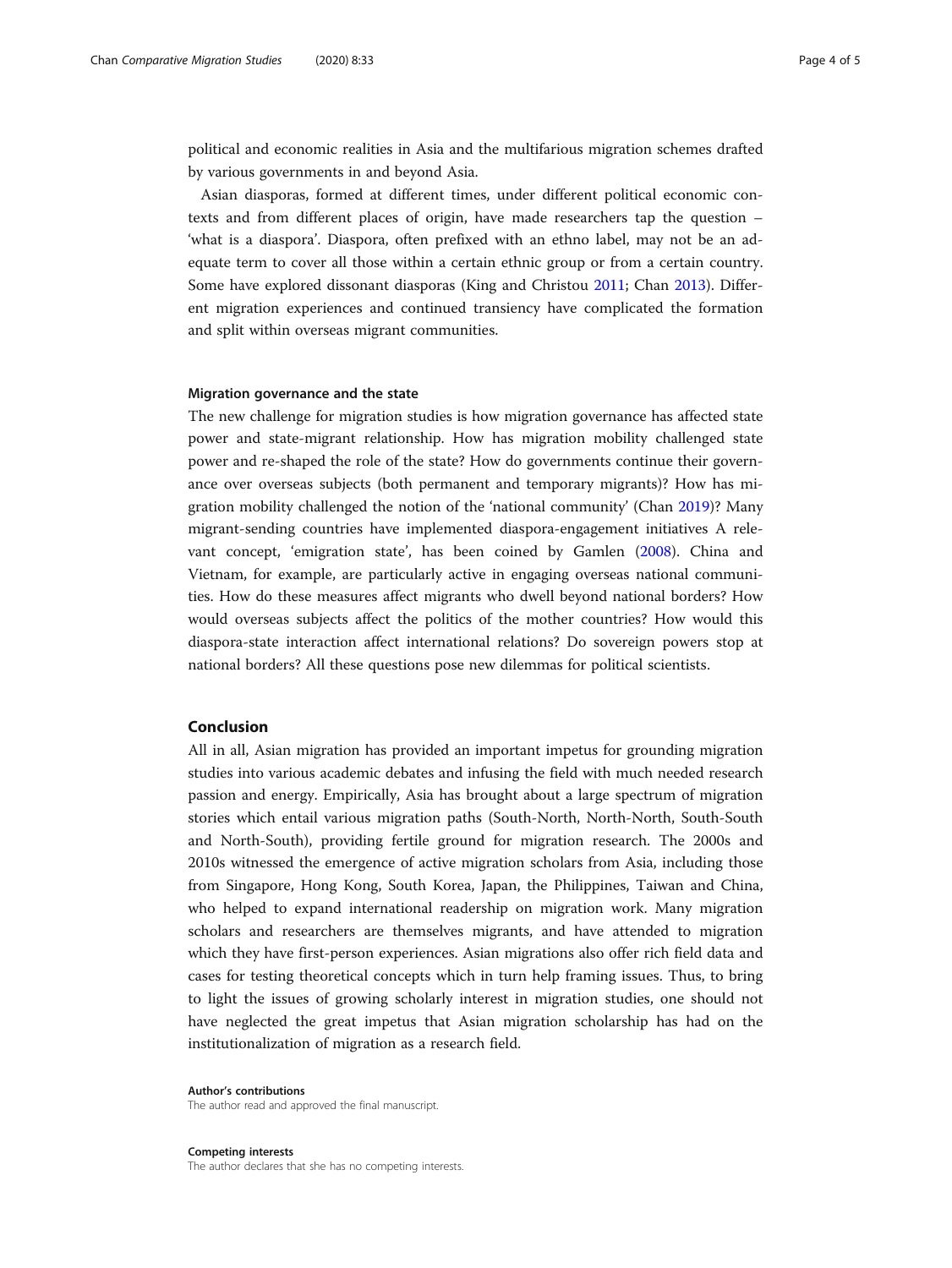political and economic realities in Asia and the multifarious migration schemes drafted by various governments in and beyond Asia.

Asian diasporas, formed at different times, under different political economic contexts and from different places of origin, have made researchers tap the question – 'what is a diaspora'. Diaspora, often prefixed with an ethno label, may not be an adequate term to cover all those within a certain ethnic group or from a certain country. Some have explored dissonant diasporas (King and Christou 2011; Chan 2013). Different migration experiences and continued transiency have complicated the formation and split within overseas migrant communities.

### Migration governance and the state

The new challenge for migration studies is how migration governance has affected state power and state-migrant relationship. How has migration mobility challenged state power and re-shaped the role of the state? How do governments continue their governance over overseas subjects (both permanent and temporary migrants)? How has migration mobility challenged the notion of the 'national community' (Chan 2019)? Many migrant-sending countries have implemented diaspora-engagement initiatives A relevant concept, 'emigration state', has been coined by Gamlen (2008). China and Vietnam, for example, are particularly active in engaging overseas national communities. How do these measures affect migrants who dwell beyond national borders? How would overseas subjects affect the politics of the mother countries? How would this diaspora-state interaction affect international relations? Do sovereign powers stop at national borders? All these questions pose new dilemmas for political scientists.

## Conclusion

All in all, Asian migration has provided an important impetus for grounding migration studies into various academic debates and infusing the field with much needed research passion and energy. Empirically, Asia has brought about a large spectrum of migration stories which entail various migration paths (South-North, North-North, South-South and North-South), providing fertile ground for migration research. The 2000s and 2010s witnessed the emergence of active migration scholars from Asia, including those from Singapore, Hong Kong, South Korea, Japan, the Philippines, Taiwan and China, who helped to expand international readership on migration work. Many migration scholars and researchers are themselves migrants, and have attended to migration which they have first-person experiences. Asian migrations also offer rich field data and cases for testing theoretical concepts which in turn help framing issues. Thus, to bring to light the issues of growing scholarly interest in migration studies, one should not have neglected the great impetus that Asian migration scholarship has had on the institutionalization of migration as a research field.

#### Author's contributions

The author read and approved the final manuscript.

#### Competing interests

The author declares that she has no competing interests.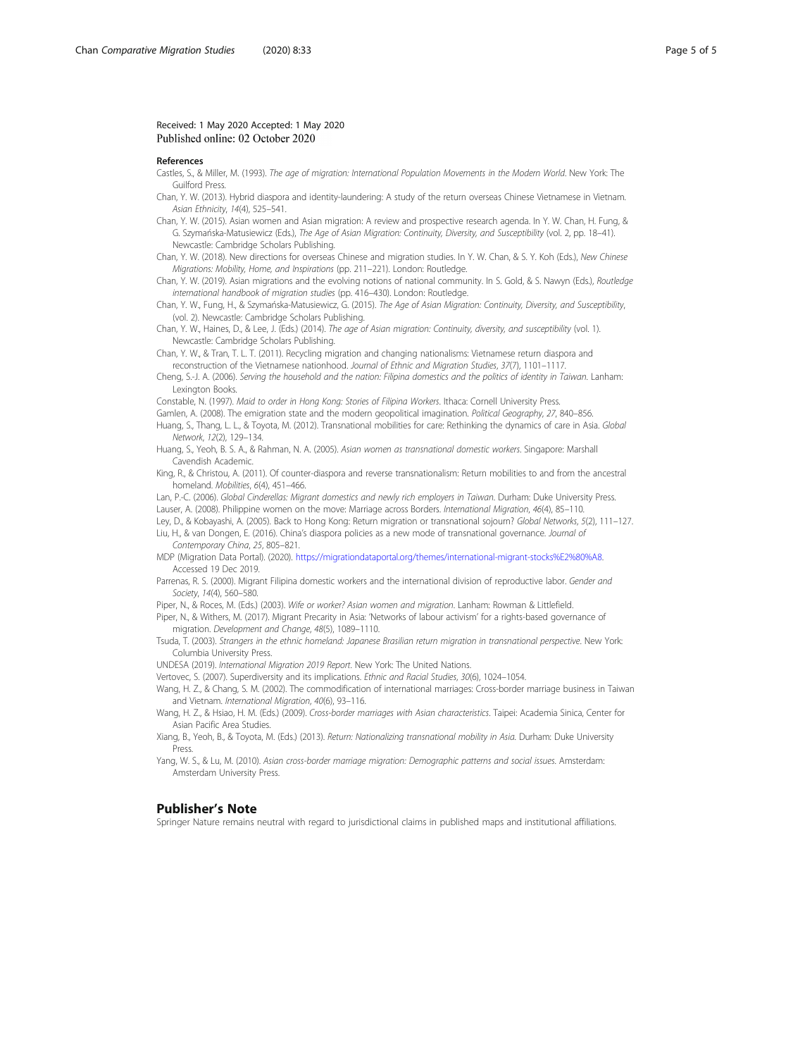Received: 1 May 2020 Accepted: 1 May 2020
Published online: 02 October 2020

### References

Castles, S., & Miller, M. (1993). *The age of migration: International Population Movements in the Modern World*. New York: The Guilford Press.

Chan, Y. W. (2013). Hybrid diaspora and identity-laundering: A study of the return overseas Chinese Vietnamese in Vietnam. *Asian Ethnicity*, *14*(4), 525–541.

Chan, Y. W. (2015). Asian women and Asian migration: A review and prospective research agenda. In Y. W. Chan, H. Fung, & G. Szymańska-Matusiewicz (Eds.), *The Age of Asian Migration: Continuity, Diversity, and Susceptibility* (vol. 2, pp. 18–41). Newcastle: Cambridge Scholars Publishing.

Chan, Y. W. (2018). New directions for overseas Chinese and migration studies. In Y. W. Chan, & S. Y. Koh (Eds.), *New Chinese Migrations: Mobility, Home, and Inspirations* (pp. 211–221). London: Routledge.

Chan, Y. W. (2019). Asian migrations and the evolving notions of national community. In S. Gold, & S. Nawyn (Eds.), *Routledge international handbook of migration studies* (pp. 416–430). London: Routledge.

Chan, Y. W., Fung, H., & Szymańska-Matusiewicz, G. (2015). *The Age of Asian Migration: Continuity, Diversity, and Susceptibility*, (vol. 2). Newcastle: Cambridge Scholars Publishing.

Chan, Y. W., Haines, D., & Lee, J. (Eds.) (2014). *The age of Asian migration: Continuity, diversity, and susceptibility* (vol. 1). Newcastle: Cambridge Scholars Publishing.

Chan, Y. W., & Tran, T. L. T. (2011). Recycling migration and changing nationalisms: Vietnamese return diaspora and reconstruction of the Vietnamese nationhood. *Journal of Ethnic and Migration Studies*, *37*(7), 1101–1117.

Cheng, S.-J. A. (2006). *Serving the household and the nation: Filipina domestics and the politics of identity in Taiwan*. Lanham: Lexington Books.

Constable, N. (1997). *Maid to order in Hong Kong: Stories of Filipina Workers*. Ithaca: Cornell University Press.

Gamlen, A. (2008). The emigration state and the modern geopolitical imagination. *Political Geography*, *27*, 840–856.

Huang, S., Thang, L. L., & Toyota, M. (2012). Transnational mobilities for care: Rethinking the dynamics of care in Asia. *Global Network*, *12*(2), 129–134.

Huang, S., Yeoh, B. S. A., & Rahman, N. A. (2005). *Asian women as transnational domestic workers*. Singapore: Marshall Cavendish Academic.

King, R., & Christou, A. (2011). Of counter-diaspora and reverse transnationalism: Return mobilities to and from the ancestral homeland. *Mobilities*, *6*(4), 451–466.

Lan, P.-C. (2006). *Global Cinderellas: Migrant domestics and newly rich employers in Taiwan*. Durham: Duke University Press.

Lauser, A. (2008). Philippine women on the move: Marriage across Borders. *International Migration*, *46*(4), 85–110.

Ley, D., & Kobayashi, A. (2005). Back to Hong Kong: Return migration or transnational sojourn? *Global Networks*, *5*(2), 111–127.

Liu, H., & van Dongen, E. (2016). China's diaspora policies as a new mode of transnational governance. *Journal of Contemporary China*, *25*, 805–821.

MDP (Migration Data Portal). (2020). https://migrationdataportal.org/themes/international-migrant-stocks%E2%80%A8. Accessed 19 Dec 2019.

Parrenas, R. S. (2000). Migrant Filipina domestic workers and the international division of reproductive labor. *Gender and Society*, *14*(4), 560–580.

Piper, N., & Roces, M. (Eds.) (2003). *Wife or worker? Asian women and migration*. Lanham: Rowman & Littlefield.

Piper, N., & Withers, M. (2017). Migrant Precarity in Asia: 'Networks of labour activism' for a rights-based governance of migration. *Development and Change*, *48*(5), 1089–1110.

Tsuda, T. (2003). *Strangers in the ethnic homeland: Japanese Brasilian return migration in transnational perspective*. New York: Columbia University Press.

UNDESA (2019). *International Migration 2019 Report*. New York: The United Nations.

Vertovec, S. (2007). Superdiversity and its implications. *Ethnic and Racial Studies*, *30*(6), 1024–1054.

Wang, H. Z., & Chang, S. M. (2002). The commodification of international marriages: Cross-border marriage business in Taiwan and Vietnam. *International Migration*, *40*(6), 93–116.

Wang, H. Z., & Hsiao, H. M. (Eds.) (2009). *Cross-border marriages with Asian characteristics*. Taipei: Academia Sinica, Center for Asian Pacific Area Studies.

Xiang, B., Yeoh, B., & Toyota, M. (Eds.) (2013). *Return: Nationalizing transnational mobility in Asia*. Durham: Duke University Press.

Yang, W. S., & Lu, M. (2010). *Asian cross-border marriage migration: Demographic patterns and social issues*. Amsterdam: Amsterdam University Press.

## Publisher's Note

Springer Nature remains neutral with regard to jurisdictional claims in published maps and institutional affiliations.